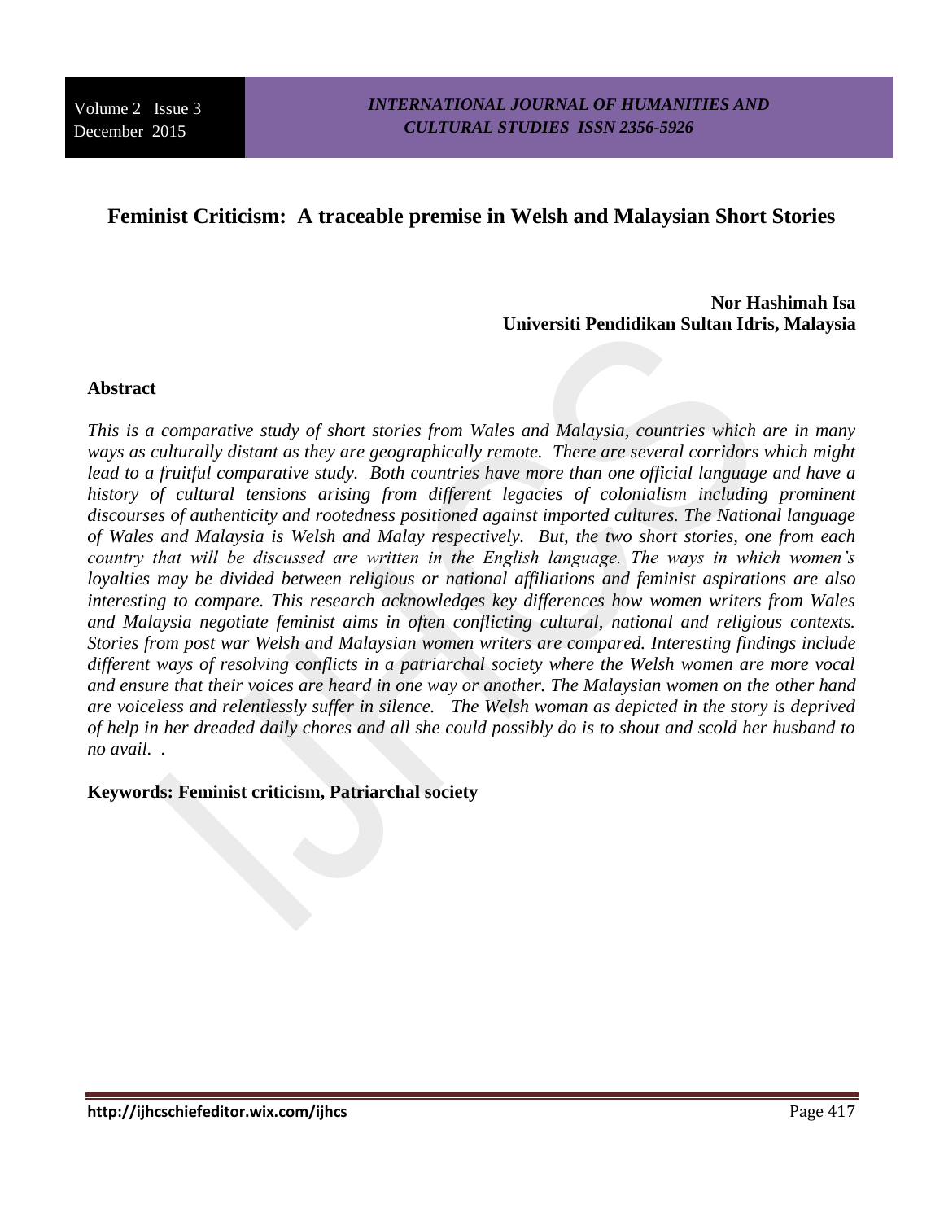# Feminist Criticism: A traceable premise in Welsh and Malaysian Short Stories

**Nor Hashimah Isa**
**Universiti Pendidikan Sultan Idris, Malaysia**

## Abstract

*This is a comparative study of short stories from Wales and Malaysia, countries which are in many ways as culturally distant as they are geographically remote. There are several corridors which might lead to a fruitful comparative study. Both countries have more than one official language and have a history of cultural tensions arising from different legacies of colonialism including prominent discourses of authenticity and rootedness positioned against imported cultures. The National language of Wales and Malaysia is Welsh and Malay respectively. But, the two short stories, one from each country that will be discussed are written in the English language. The ways in which women's loyalties may be divided between religious or national affiliations and feminist aspirations are also interesting to compare. This research acknowledges key differences how women writers from Wales and Malaysia negotiate feminist aims in often conflicting cultural, national and religious contexts. Stories from post war Welsh and Malaysian women writers are compared. Interesting findings include different ways of resolving conflicts in a patriarchal society where the Welsh women are more vocal and ensure that their voices are heard in one way or another. The Malaysian women on the other hand are voiceless and relentlessly suffer in silence. The Welsh woman as depicted in the story is deprived of help in her dreaded daily chores and all she could possibly do is to shout and scold her husband to no avail. .*

**Keywords: Feminist criticism, Patriarchal society**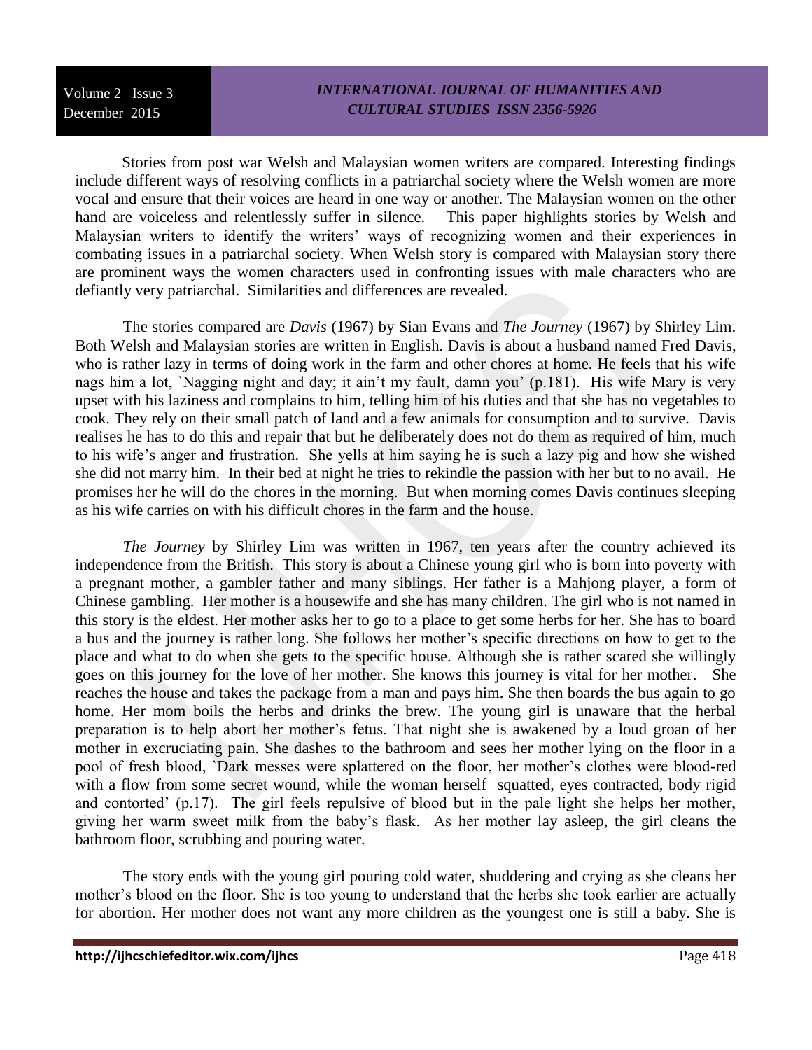Stories from post war Welsh and Malaysian women writers are compared. Interesting findings include different ways of resolving conflicts in a patriarchal society where the Welsh women are more vocal and ensure that their voices are heard in one way or another. The Malaysian women on the other hand are voiceless and relentlessly suffer in silence. This paper highlights stories by Welsh and Malaysian writers to identify the writers' ways of recognizing women and their experiences in combating issues in a patriarchal society. When Welsh story is compared with Malaysian story there are prominent ways the women characters used in confronting issues with male characters who are defiantly very patriarchal. Similarities and differences are revealed.

The stories compared are *Davis* (1967) by Sian Evans and *The Journey* (1967) by Shirley Lim. Both Welsh and Malaysian stories are written in English. Davis is about a husband named Fred Davis, who is rather lazy in terms of doing work in the farm and other chores at home. He feels that his wife nags him a lot, `Nagging night and day; it ain't my fault, damn you' (p.181). His wife Mary is very upset with his laziness and complains to him, telling him of his duties and that she has no vegetables to cook. They rely on their small patch of land and a few animals for consumption and to survive. Davis realises he has to do this and repair that but he deliberately does not do them as required of him, much to his wife's anger and frustration. She yells at him saying he is such a lazy pig and how she wished she did not marry him. In their bed at night he tries to rekindle the passion with her but to no avail. He promises her he will do the chores in the morning. But when morning comes Davis continues sleeping as his wife carries on with his difficult chores in the farm and the house.

*The Journey* by Shirley Lim was written in 1967, ten years after the country achieved its independence from the British. This story is about a Chinese young girl who is born into poverty with a pregnant mother, a gambler father and many siblings. Her father is a Mahjong player, a form of Chinese gambling. Her mother is a housewife and she has many children. The girl who is not named in this story is the eldest. Her mother asks her to go to a place to get some herbs for her. She has to board a bus and the journey is rather long. She follows her mother's specific directions on how to get to the place and what to do when she gets to the specific house. Although she is rather scared she willingly goes on this journey for the love of her mother. She knows this journey is vital for her mother. She reaches the house and takes the package from a man and pays him. She then boards the bus again to go home. Her mom boils the herbs and drinks the brew. The young girl is unaware that the herbal preparation is to help abort her mother's fetus. That night she is awakened by a loud groan of her mother in excruciating pain. She dashes to the bathroom and sees her mother lying on the floor in a pool of fresh blood, `Dark messes were splattered on the floor, her mother's clothes were blood-red with a flow from some secret wound, while the woman herself squatted, eyes contracted, body rigid and contorted' (p.17). The girl feels repulsive of blood but in the pale light she helps her mother, giving her warm sweet milk from the baby's flask. As her mother lay asleep, the girl cleans the bathroom floor, scrubbing and pouring water.

The story ends with the young girl pouring cold water, shuddering and crying as she cleans her mother's blood on the floor. She is too young to understand that the herbs she took earlier are actually for abortion. Her mother does not want any more children as the youngest one is still a baby. She is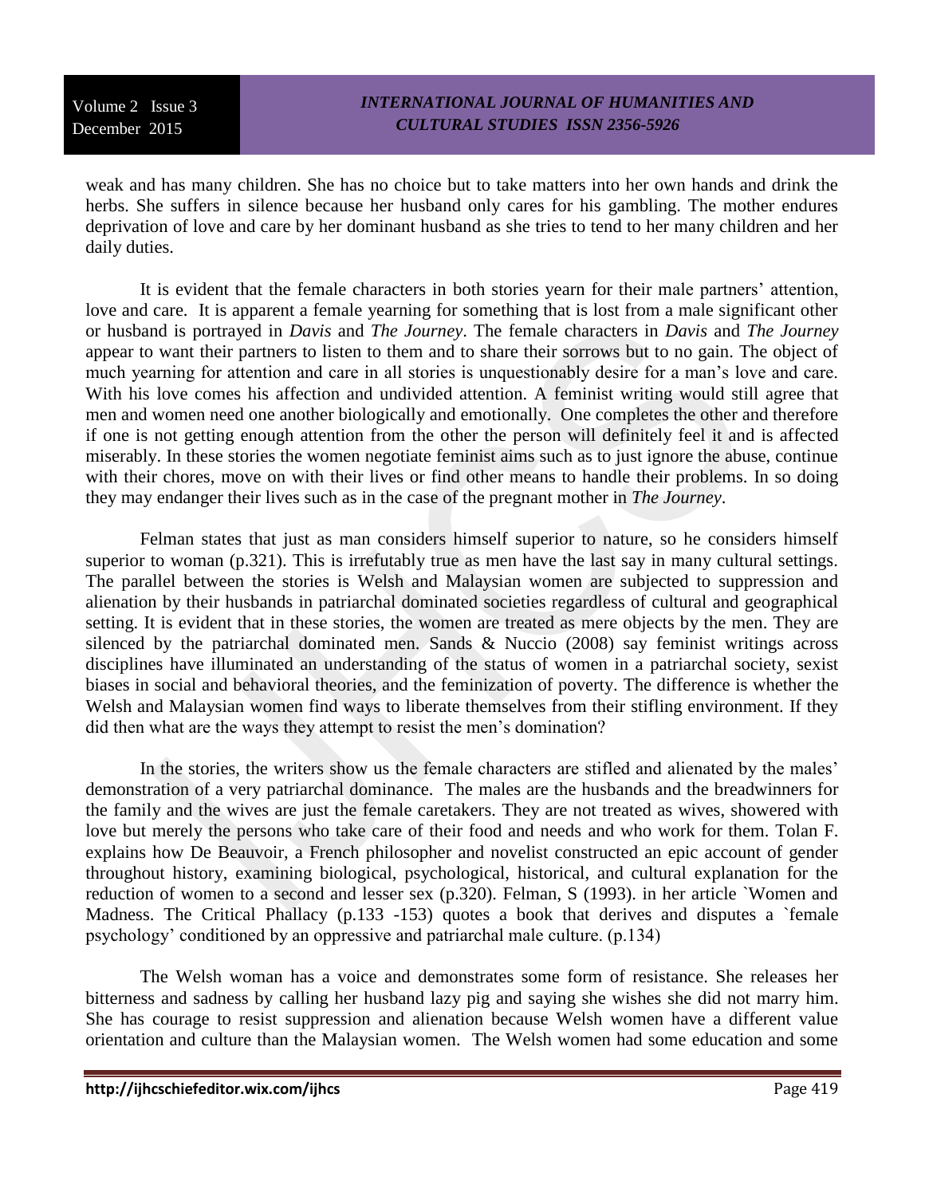weak and has many children. She has no choice but to take matters into her own hands and drink the herbs. She suffers in silence because her husband only cares for his gambling. The mother endures deprivation of love and care by her dominant husband as she tries to tend to her many children and her daily duties.

It is evident that the female characters in both stories yearn for their male partners' attention, love and care. It is apparent a female yearning for something that is lost from a male significant other or husband is portrayed in *Davis* and *The Journey*. The female characters in *Davis* and *The Journey* appear to want their partners to listen to them and to share their sorrows but to no gain. The object of much yearning for attention and care in all stories is unquestionably desire for a man's love and care. With his love comes his affection and undivided attention. A feminist writing would still agree that men and women need one another biologically and emotionally. One completes the other and therefore if one is not getting enough attention from the other the person will definitely feel it and is affected miserably. In these stories the women negotiate feminist aims such as to just ignore the abuse, continue with their chores, move on with their lives or find other means to handle their problems. In so doing they may endanger their lives such as in the case of the pregnant mother in *The Journey*.

Felman states that just as man considers himself superior to nature, so he considers himself superior to woman (p.321). This is irrefutably true as men have the last say in many cultural settings. The parallel between the stories is Welsh and Malaysian women are subjected to suppression and alienation by their husbands in patriarchal dominated societies regardless of cultural and geographical setting. It is evident that in these stories, the women are treated as mere objects by the men. They are silenced by the patriarchal dominated men. Sands & Nuccio (2008) say feminist writings across disciplines have illuminated an understanding of the status of women in a patriarchal society, sexist biases in social and behavioral theories, and the feminization of poverty. The difference is whether the Welsh and Malaysian women find ways to liberate themselves from their stifling environment. If they did then what are the ways they attempt to resist the men's domination?

In the stories, the writers show us the female characters are stifled and alienated by the males' demonstration of a very patriarchal dominance. The males are the husbands and the breadwinners for the family and the wives are just the female caretakers. They are not treated as wives, showered with love but merely the persons who take care of their food and needs and who work for them. Tolan F. explains how De Beauvoir, a French philosopher and novelist constructed an epic account of gender throughout history, examining biological, psychological, historical, and cultural explanation for the reduction of women to a second and lesser sex (p.320). Felman, S (1993). in her article `Women and Madness. The Critical Phallacy (p.133 -153) quotes a book that derives and disputes a `female psychology' conditioned by an oppressive and patriarchal male culture. (p.134)

The Welsh woman has a voice and demonstrates some form of resistance. She releases her bitterness and sadness by calling her husband lazy pig and saying she wishes she did not marry him. She has courage to resist suppression and alienation because Welsh women have a different value orientation and culture than the Malaysian women. The Welsh women had some education and some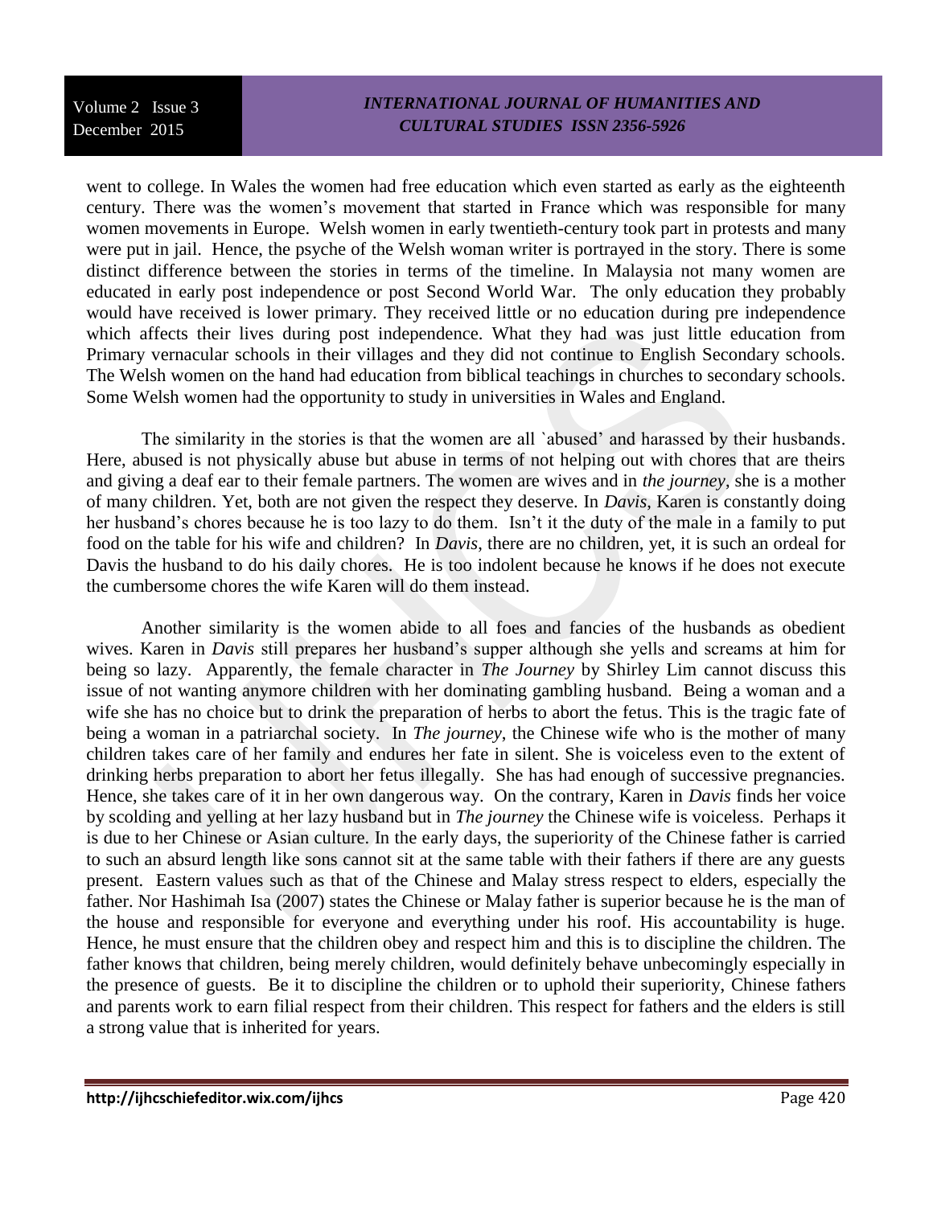went to college. In Wales the women had free education which even started as early as the eighteenth century. There was the women's movement that started in France which was responsible for many women movements in Europe. Welsh women in early twentieth-century took part in protests and many were put in jail. Hence, the psyche of the Welsh woman writer is portrayed in the story. There is some distinct difference between the stories in terms of the timeline. In Malaysia not many women are educated in early post independence or post Second World War. The only education they probably would have received is lower primary. They received little or no education during pre independence which affects their lives during post independence. What they had was just little education from Primary vernacular schools in their villages and they did not continue to English Secondary schools. The Welsh women on the hand had education from biblical teachings in churches to secondary schools. Some Welsh women had the opportunity to study in universities in Wales and England.

The similarity in the stories is that the women are all `abused' and harassed by their husbands. Here, abused is not physically abuse but abuse in terms of not helping out with chores that are theirs and giving a deaf ear to their female partners. The women are wives and in *the journey*, she is a mother of many children. Yet, both are not given the respect they deserve. In *Davis*, Karen is constantly doing her husband's chores because he is too lazy to do them. Isn't it the duty of the male in a family to put food on the table for his wife and children? In *Davis*, there are no children, yet, it is such an ordeal for Davis the husband to do his daily chores. He is too indolent because he knows if he does not execute the cumbersome chores the wife Karen will do them instead.

Another similarity is the women abide to all foes and fancies of the husbands as obedient wives. Karen in *Davis* still prepares her husband's supper although she yells and screams at him for being so lazy. Apparently, the female character in *The Journey* by Shirley Lim cannot discuss this issue of not wanting anymore children with her dominating gambling husband. Being a woman and a wife she has no choice but to drink the preparation of herbs to abort the fetus. This is the tragic fate of being a woman in a patriarchal society. In *The journey*, the Chinese wife who is the mother of many children takes care of her family and endures her fate in silent. She is voiceless even to the extent of drinking herbs preparation to abort her fetus illegally. She has had enough of successive pregnancies. Hence, she takes care of it in her own dangerous way. On the contrary, Karen in *Davis* finds her voice by scolding and yelling at her lazy husband but in *The journey* the Chinese wife is voiceless. Perhaps it is due to her Chinese or Asian culture. In the early days, the superiority of the Chinese father is carried to such an absurd length like sons cannot sit at the same table with their fathers if there are any guests present. Eastern values such as that of the Chinese and Malay stress respect to elders, especially the father. Nor Hashimah Isa (2007) states the Chinese or Malay father is superior because he is the man of the house and responsible for everyone and everything under his roof. His accountability is huge. Hence, he must ensure that the children obey and respect him and this is to discipline the children. The father knows that children, being merely children, would definitely behave unbecomingly especially in the presence of guests. Be it to discipline the children or to uphold their superiority, Chinese fathers and parents work to earn filial respect from their children. This respect for fathers and the elders is still a strong value that is inherited for years.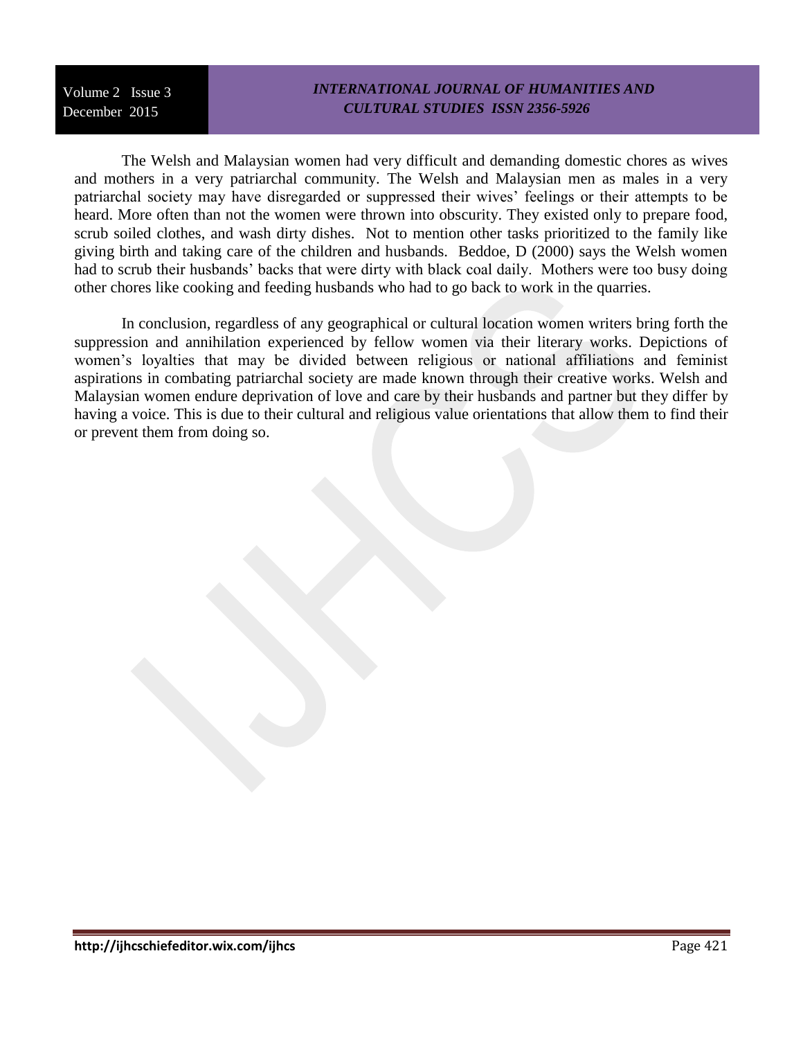The Welsh and Malaysian women had very difficult and demanding domestic chores as wives and mothers in a very patriarchal community. The Welsh and Malaysian men as males in a very patriarchal society may have disregarded or suppressed their wives' feelings or their attempts to be heard. More often than not the women were thrown into obscurity. They existed only to prepare food, scrub soiled clothes, and wash dirty dishes. Not to mention other tasks prioritized to the family like giving birth and taking care of the children and husbands. Beddoe, D (2000) says the Welsh women had to scrub their husbands' backs that were dirty with black coal daily. Mothers were too busy doing other chores like cooking and feeding husbands who had to go back to work in the quarries.

In conclusion, regardless of any geographical or cultural location women writers bring forth the suppression and annihilation experienced by fellow women via their literary works. Depictions of women's loyalties that may be divided between religious or national affiliations and feminist aspirations in combating patriarchal society are made known through their creative works. Welsh and Malaysian women endure deprivation of love and care by their husbands and partner but they differ by having a voice. This is due to their cultural and religious value orientations that allow them to find their or prevent them from doing so.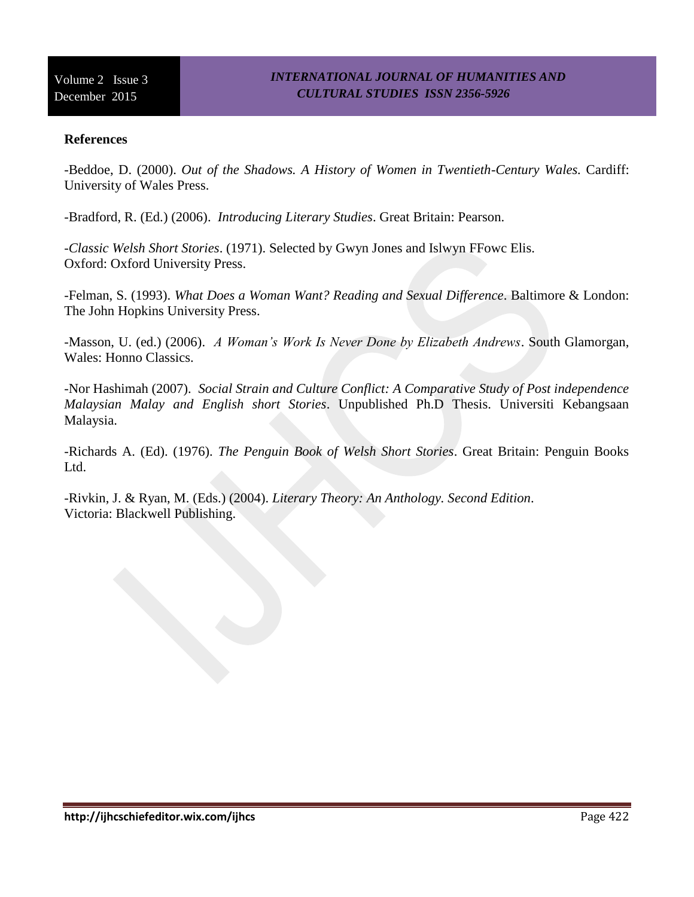**References**

-Beddoe, D. (2000). *Out of the Shadows. A History of Women in Twentieth-Century Wales.* Cardiff: University of Wales Press.

-Bradford, R. (Ed.) (2006). *Introducing Literary Studies*. Great Britain: Pearson.

-*Classic Welsh Short Stories*. (1971). Selected by Gwyn Jones and Islwyn FFowc Elis. Oxford: Oxford University Press.

-Felman, S. (1993). *What Does a Woman Want? Reading and Sexual Difference*. Baltimore & London: The John Hopkins University Press.

-Masson, U. (ed.) (2006). *A Woman's Work Is Never Done by Elizabeth Andrews*. South Glamorgan, Wales: Honno Classics.

-Nor Hashimah (2007). *Social Strain and Culture Conflict: A Comparative Study of Post independence Malaysian Malay and English short Stories*. Unpublished Ph.D Thesis. Universiti Kebangsaan Malaysia.

-Richards A. (Ed). (1976). *The Penguin Book of Welsh Short Stories*. Great Britain: Penguin Books Ltd.

-Rivkin, J. & Ryan, M. (Eds.) (2004). *Literary Theory: An Anthology. Second Edition*. Victoria: Blackwell Publishing.